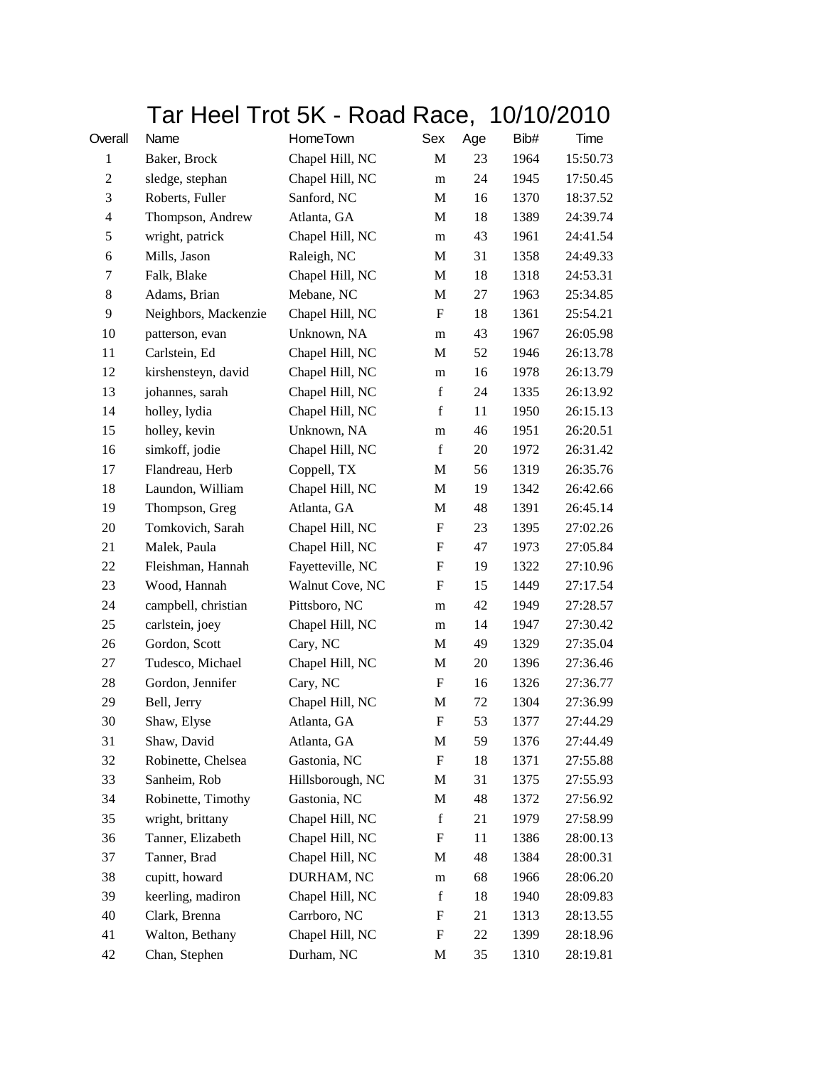# Tar Heel Trot 5K - Road Race, 10/10/2010

| Overall | Name | HomeTown | Sex | Age | Bib# | Time |
|---|---|---|---|---|---|---|
| 1 | Baker, Brock | Chapel Hill, NC | M | 23 | 1964 | 15:50.73 |
| 2 | sledge, stephan | Chapel Hill, NC | m | 24 | 1945 | 17:50.45 |
| 3 | Roberts, Fuller | Sanford, NC | M | 16 | 1370 | 18:37.52 |
| 4 | Thompson, Andrew | Atlanta, GA | M | 18 | 1389 | 24:39.74 |
| 5 | wright, patrick | Chapel Hill, NC | m | 43 | 1961 | 24:41.54 |
| 6 | Mills, Jason | Raleigh, NC | M | 31 | 1358 | 24:49.33 |
| 7 | Falk, Blake | Chapel Hill, NC | M | 18 | 1318 | 24:53.31 |
| 8 | Adams, Brian | Mebane, NC | M | 27 | 1963 | 25:34.85 |
| 9 | Neighbors, Mackenzie | Chapel Hill, NC | F | 18 | 1361 | 25:54.21 |
| 10 | patterson, evan | Unknown, NA | m | 43 | 1967 | 26:05.98 |
| 11 | Carlstein, Ed | Chapel Hill, NC | M | 52 | 1946 | 26:13.78 |
| 12 | kirshensteyn, david | Chapel Hill, NC | m | 16 | 1978 | 26:13.79 |
| 13 | johannes, sarah | Chapel Hill, NC | f | 24 | 1335 | 26:13.92 |
| 14 | holley, lydia | Chapel Hill, NC | f | 11 | 1950 | 26:15.13 |
| 15 | holley, kevin | Unknown, NA | m | 46 | 1951 | 26:20.51 |
| 16 | simkoff, jodie | Chapel Hill, NC | f | 20 | 1972 | 26:31.42 |
| 17 | Flandreau, Herb | Coppell, TX | M | 56 | 1319 | 26:35.76 |
| 18 | Laundon, William | Chapel Hill, NC | M | 19 | 1342 | 26:42.66 |
| 19 | Thompson, Greg | Atlanta, GA | M | 48 | 1391 | 26:45.14 |
| 20 | Tomkovich, Sarah | Chapel Hill, NC | F | 23 | 1395 | 27:02.26 |
| 21 | Malek, Paula | Chapel Hill, NC | F | 47 | 1973 | 27:05.84 |
| 22 | Fleishman, Hannah | Fayetteville, NC | F | 19 | 1322 | 27:10.96 |
| 23 | Wood, Hannah | Walnut Cove, NC | F | 15 | 1449 | 27:17.54 |
| 24 | campbell, christian | Pittsboro, NC | m | 42 | 1949 | 27:28.57 |
| 25 | carlstein, joey | Chapel Hill, NC | m | 14 | 1947 | 27:30.42 |
| 26 | Gordon, Scott | Cary, NC | M | 49 | 1329 | 27:35.04 |
| 27 | Tudesco, Michael | Chapel Hill, NC | M | 20 | 1396 | 27:36.46 |
| 28 | Gordon, Jennifer | Cary, NC | F | 16 | 1326 | 27:36.77 |
| 29 | Bell, Jerry | Chapel Hill, NC | M | 72 | 1304 | 27:36.99 |
| 30 | Shaw, Elyse | Atlanta, GA | F | 53 | 1377 | 27:44.29 |
| 31 | Shaw, David | Atlanta, GA | M | 59 | 1376 | 27:44.49 |
| 32 | Robinette, Chelsea | Gastonia, NC | F | 18 | 1371 | 27:55.88 |
| 33 | Sanheim, Rob | Hillsborough, NC | M | 31 | 1375 | 27:55.93 |
| 34 | Robinette, Timothy | Gastonia, NC | M | 48 | 1372 | 27:56.92 |
| 35 | wright, brittany | Chapel Hill, NC | f | 21 | 1979 | 27:58.99 |
| 36 | Tanner, Elizabeth | Chapel Hill, NC | F | 11 | 1386 | 28:00.13 |
| 37 | Tanner, Brad | Chapel Hill, NC | M | 48 | 1384 | 28:00.31 |
| 38 | cupitt, howard | DURHAM, NC | m | 68 | 1966 | 28:06.20 |
| 39 | keerling, madiron | Chapel Hill, NC | f | 18 | 1940 | 28:09.83 |
| 40 | Clark, Brenna | Carrboro, NC | F | 21 | 1313 | 28:13.55 |
| 41 | Walton, Bethany | Chapel Hill, NC | F | 22 | 1399 | 28:18.96 |
| 42 | Chan, Stephen | Durham, NC | M | 35 | 1310 | 28:19.81 |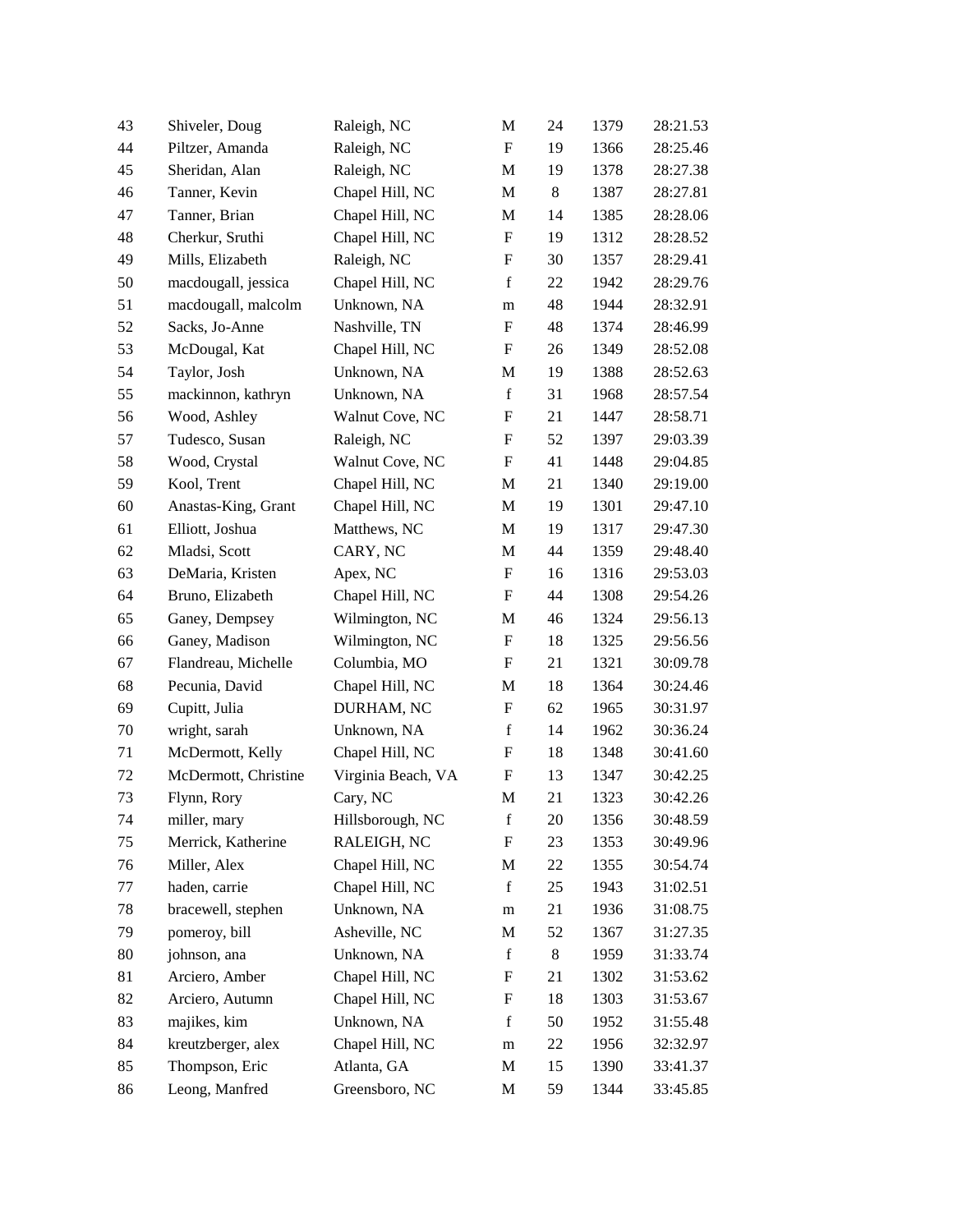| | | | | | | |
|---|---|---|---|---|---|---|
| 43 | Shiveler, Doug | Raleigh, NC | M | 24 | 1379 | 28:21.53 |
| 44 | Piltzer, Amanda | Raleigh, NC | F | 19 | 1366 | 28:25.46 |
| 45 | Sheridan, Alan | Raleigh, NC | M | 19 | 1378 | 28:27.38 |
| 46 | Tanner, Kevin | Chapel Hill, NC | M | 8 | 1387 | 28:27.81 |
| 47 | Tanner, Brian | Chapel Hill, NC | M | 14 | 1385 | 28:28.06 |
| 48 | Cherkur, Sruthi | Chapel Hill, NC | F | 19 | 1312 | 28:28.52 |
| 49 | Mills, Elizabeth | Raleigh, NC | F | 30 | 1357 | 28:29.41 |
| 50 | macdougall, jessica | Chapel Hill, NC | f | 22 | 1942 | 28:29.76 |
| 51 | macdougall, malcolm | Unknown, NA | m | 48 | 1944 | 28:32.91 |
| 52 | Sacks, Jo-Anne | Nashville, TN | F | 48 | 1374 | 28:46.99 |
| 53 | McDougal, Kat | Chapel Hill, NC | F | 26 | 1349 | 28:52.08 |
| 54 | Taylor, Josh | Unknown, NA | M | 19 | 1388 | 28:52.63 |
| 55 | mackinnon, kathryn | Unknown, NA | f | 31 | 1968 | 28:57.54 |
| 56 | Wood, Ashley | Walnut Cove, NC | F | 21 | 1447 | 28:58.71 |
| 57 | Tudesco, Susan | Raleigh, NC | F | 52 | 1397 | 29:03.39 |
| 58 | Wood, Crystal | Walnut Cove, NC | F | 41 | 1448 | 29:04.85 |
| 59 | Kool, Trent | Chapel Hill, NC | M | 21 | 1340 | 29:19.00 |
| 60 | Anastas-King, Grant | Chapel Hill, NC | M | 19 | 1301 | 29:47.10 |
| 61 | Elliott, Joshua | Matthews, NC | M | 19 | 1317 | 29:47.30 |
| 62 | Mladsi, Scott | CARY, NC | M | 44 | 1359 | 29:48.40 |
| 63 | DeMaria, Kristen | Apex, NC | F | 16 | 1316 | 29:53.03 |
| 64 | Bruno, Elizabeth | Chapel Hill, NC | F | 44 | 1308 | 29:54.26 |
| 65 | Ganey, Dempsey | Wilmington, NC | M | 46 | 1324 | 29:56.13 |
| 66 | Ganey, Madison | Wilmington, NC | F | 18 | 1325 | 29:56.56 |
| 67 | Flandreau, Michelle | Columbia, MO | F | 21 | 1321 | 30:09.78 |
| 68 | Pecunia, David | Chapel Hill, NC | M | 18 | 1364 | 30:24.46 |
| 69 | Cupitt, Julia | DURHAM, NC | F | 62 | 1965 | 30:31.97 |
| 70 | wright, sarah | Unknown, NA | f | 14 | 1962 | 30:36.24 |
| 71 | McDermott, Kelly | Chapel Hill, NC | F | 18 | 1348 | 30:41.60 |
| 72 | McDermott, Christine | Virginia Beach, VA | F | 13 | 1347 | 30:42.25 |
| 73 | Flynn, Rory | Cary, NC | M | 21 | 1323 | 30:42.26 |
| 74 | miller, mary | Hillsborough, NC | f | 20 | 1356 | 30:48.59 |
| 75 | Merrick, Katherine | RALEIGH, NC | F | 23 | 1353 | 30:49.96 |
| 76 | Miller, Alex | Chapel Hill, NC | M | 22 | 1355 | 30:54.74 |
| 77 | haden, carrie | Chapel Hill, NC | f | 25 | 1943 | 31:02.51 |
| 78 | bracewell, stephen | Unknown, NA | m | 21 | 1936 | 31:08.75 |
| 79 | pomeroy, bill | Asheville, NC | M | 52 | 1367 | 31:27.35 |
| 80 | johnson, ana | Unknown, NA | f | 8 | 1959 | 31:33.74 |
| 81 | Arciero, Amber | Chapel Hill, NC | F | 21 | 1302 | 31:53.62 |
| 82 | Arciero, Autumn | Chapel Hill, NC | F | 18 | 1303 | 31:53.67 |
| 83 | majikes, kim | Unknown, NA | f | 50 | 1952 | 31:55.48 |
| 84 | kreutzberger, alex | Chapel Hill, NC | m | 22 | 1956 | 32:32.97 |
| 85 | Thompson, Eric | Atlanta, GA | M | 15 | 1390 | 33:41.37 |
| 86 | Leong, Manfred | Greensboro, NC | M | 59 | 1344 | 33:45.85 |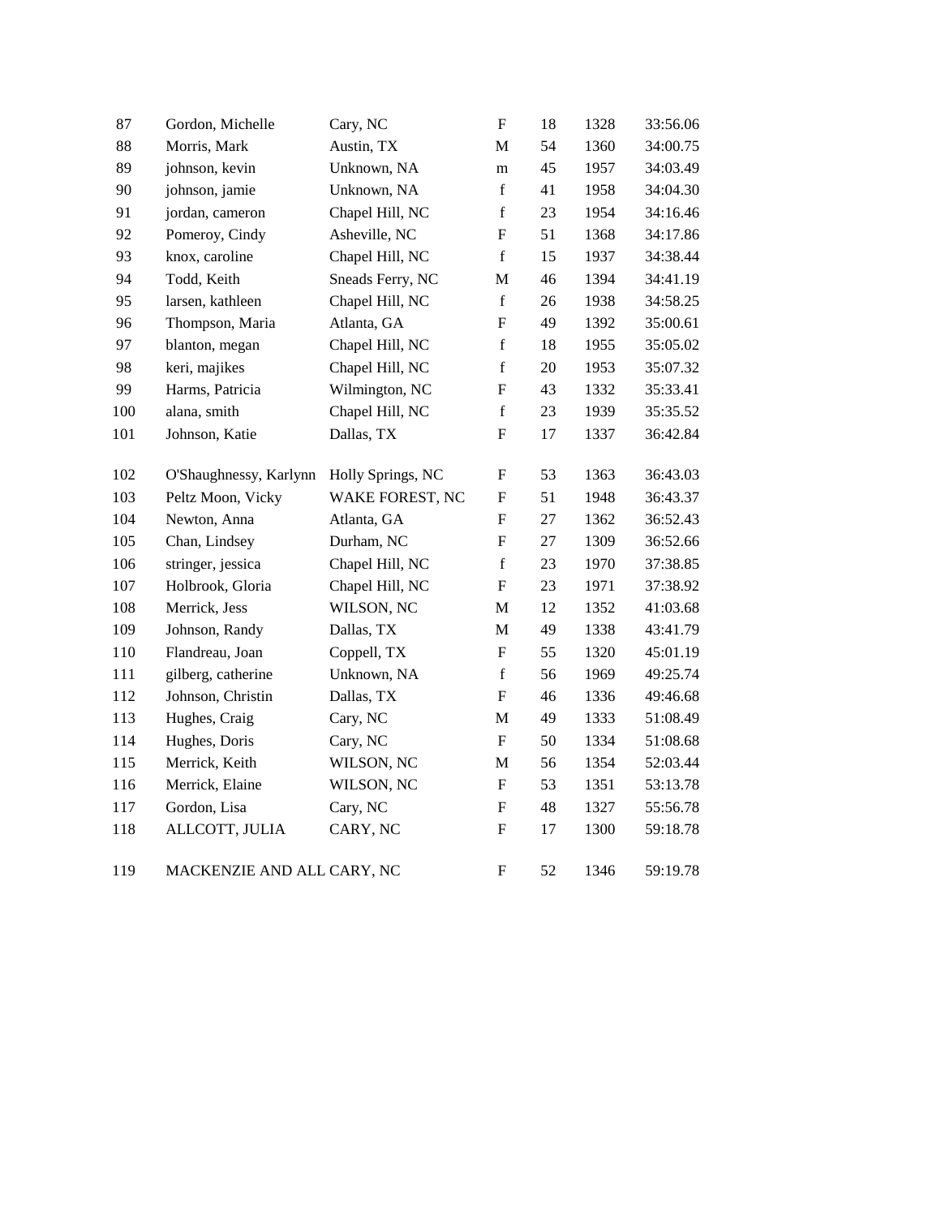| | | | | | | |
|---|---|---|---|---|---|---|
| 87 | Gordon, Michelle | Cary, NC | F | 18 | 1328 | 33:56.06 |
| 88 | Morris, Mark | Austin, TX | M | 54 | 1360 | 34:00.75 |
| 89 | johnson, kevin | Unknown, NA | m | 45 | 1957 | 34:03.49 |
| 90 | johnson, jamie | Unknown, NA | f | 41 | 1958 | 34:04.30 |
| 91 | jordan, cameron | Chapel Hill, NC | f | 23 | 1954 | 34:16.46 |
| 92 | Pomeroy, Cindy | Asheville, NC | F | 51 | 1368 | 34:17.86 |
| 93 | knox, caroline | Chapel Hill, NC | f | 15 | 1937 | 34:38.44 |
| 94 | Todd, Keith | Sneads Ferry, NC | M | 46 | 1394 | 34:41.19 |
| 95 | larsen, kathleen | Chapel Hill, NC | f | 26 | 1938 | 34:58.25 |
| 96 | Thompson, Maria | Atlanta, GA | F | 49 | 1392 | 35:00.61 |
| 97 | blanton, megan | Chapel Hill, NC | f | 18 | 1955 | 35:05.02 |
| 98 | keri, majikes | Chapel Hill, NC | f | 20 | 1953 | 35:07.32 |
| 99 | Harms, Patricia | Wilmington, NC | F | 43 | 1332 | 35:33.41 |
| 100 | alana, smith | Chapel Hill, NC | f | 23 | 1939 | 35:35.52 |
| 101 | Johnson, Katie | Dallas, TX | F | 17 | 1337 | 36:42.84 |
| 102 | O'Shaughnessy, Karlynn | Holly Springs, NC | F | 53 | 1363 | 36:43.03 |
| 103 | Peltz Moon, Vicky | WAKE FOREST, NC | F | 51 | 1948 | 36:43.37 |
| 104 | Newton, Anna | Atlanta, GA | F | 27 | 1362 | 36:52.43 |
| 105 | Chan, Lindsey | Durham, NC | F | 27 | 1309 | 36:52.66 |
| 106 | stringer, jessica | Chapel Hill, NC | f | 23 | 1970 | 37:38.85 |
| 107 | Holbrook, Gloria | Chapel Hill, NC | F | 23 | 1971 | 37:38.92 |
| 108 | Merrick, Jess | WILSON, NC | M | 12 | 1352 | 41:03.68 |
| 109 | Johnson, Randy | Dallas, TX | M | 49 | 1338 | 43:41.79 |
| 110 | Flandreau, Joan | Coppell, TX | F | 55 | 1320 | 45:01.19 |
| 111 | gilberg, catherine | Unknown, NA | f | 56 | 1969 | 49:25.74 |
| 112 | Johnson, Christin | Dallas, TX | F | 46 | 1336 | 49:46.68 |
| 113 | Hughes, Craig | Cary, NC | M | 49 | 1333 | 51:08.49 |
| 114 | Hughes, Doris | Cary, NC | F | 50 | 1334 | 51:08.68 |
| 115 | Merrick, Keith | WILSON, NC | M | 56 | 1354 | 52:03.44 |
| 116 | Merrick, Elaine | WILSON, NC | F | 53 | 1351 | 53:13.78 |
| 117 | Gordon, Lisa | Cary, NC | F | 48 | 1327 | 55:56.78 |
| 118 | ALLCOTT, JULIA | CARY, NC | F | 17 | 1300 | 59:18.78 |
| 119 | MACKENZIE AND ALL | CARY, NC | F | 52 | 1346 | 59:19.78 |